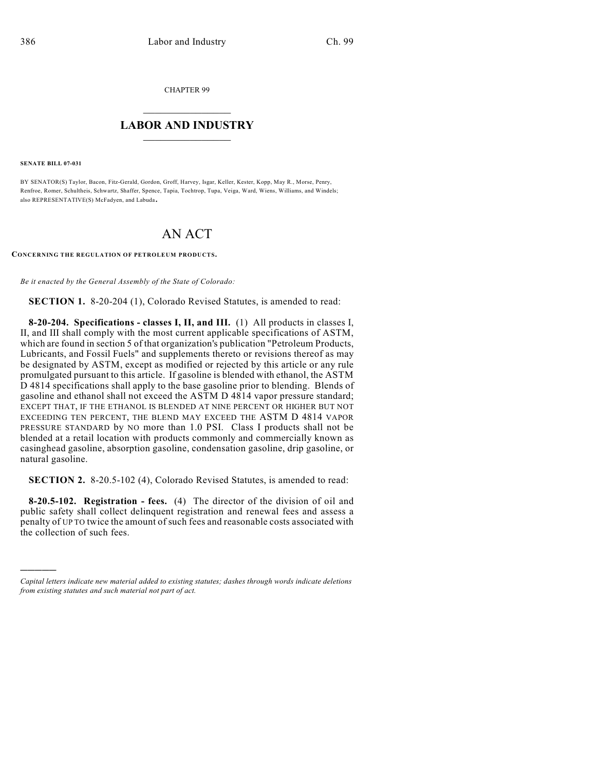CHAPTER 99

# LABOR AND INDUSTRY

**SENATE BILL 07-031**

BY SENATOR(S) Taylor, Bacon, Fitz-Gerald, Gordon, Groff, Harvey, Isgar, Keller, Kester, Kopp, May R., Morse, Penry, Renfroe, Romer, Schultheis, Schwartz, Shaffer, Spence, Tapia, Tochtrop, Tupa, Veiga, Ward, Wiens, Williams, and Windels; also REPRESENTATIVE(S) McFadyen, and Labuda.

# AN ACT

**CONCERNING THE REGULATION OF PETROLEUM PRODUCTS.**

*Be it enacted by the General Assembly of the State of Colorado:*

**SECTION 1.** 8-20-204 (1), Colorado Revised Statutes, is amended to read:

**8-20-204. Specifications - classes I, II, and III.** (1) All products in classes I, II, and III shall comply with the most current applicable specifications of ASTM, which are found in section 5 of that organization's publication "Petroleum Products, Lubricants, and Fossil Fuels" and supplements thereto or revisions thereof as may be designated by ASTM, except as modified or rejected by this article or any rule promulgated pursuant to this article. If gasoline is blended with ethanol, the ASTM D 4814 specifications shall apply to the base gasoline prior to blending. Blends of gasoline and ethanol shall not exceed the ASTM D 4814 vapor pressure standard; EXCEPT THAT, IF THE ETHANOL IS BLENDED AT NINE PERCENT OR HIGHER BUT NOT EXCEEDING TEN PERCENT, THE BLEND MAY EXCEED THE ASTM D 4814 VAPOR PRESSURE STANDARD by NO more than 1.0 PSI. Class I products shall not be blended at a retail location with products commonly and commercially known as casinghead gasoline, absorption gasoline, condensation gasoline, drip gasoline, or natural gasoline.

**SECTION 2.** 8-20.5-102 (4), Colorado Revised Statutes, is amended to read:

**8-20.5-102. Registration - fees.** (4) The director of the division of oil and public safety shall collect delinquent registration and renewal fees and assess a penalty of UP TO twice the amount of such fees and reasonable costs associated with the collection of such fees.

---

*Capital letters indicate new material added to existing statutes; dashes through words indicate deletions from existing statutes and such material not part of act.*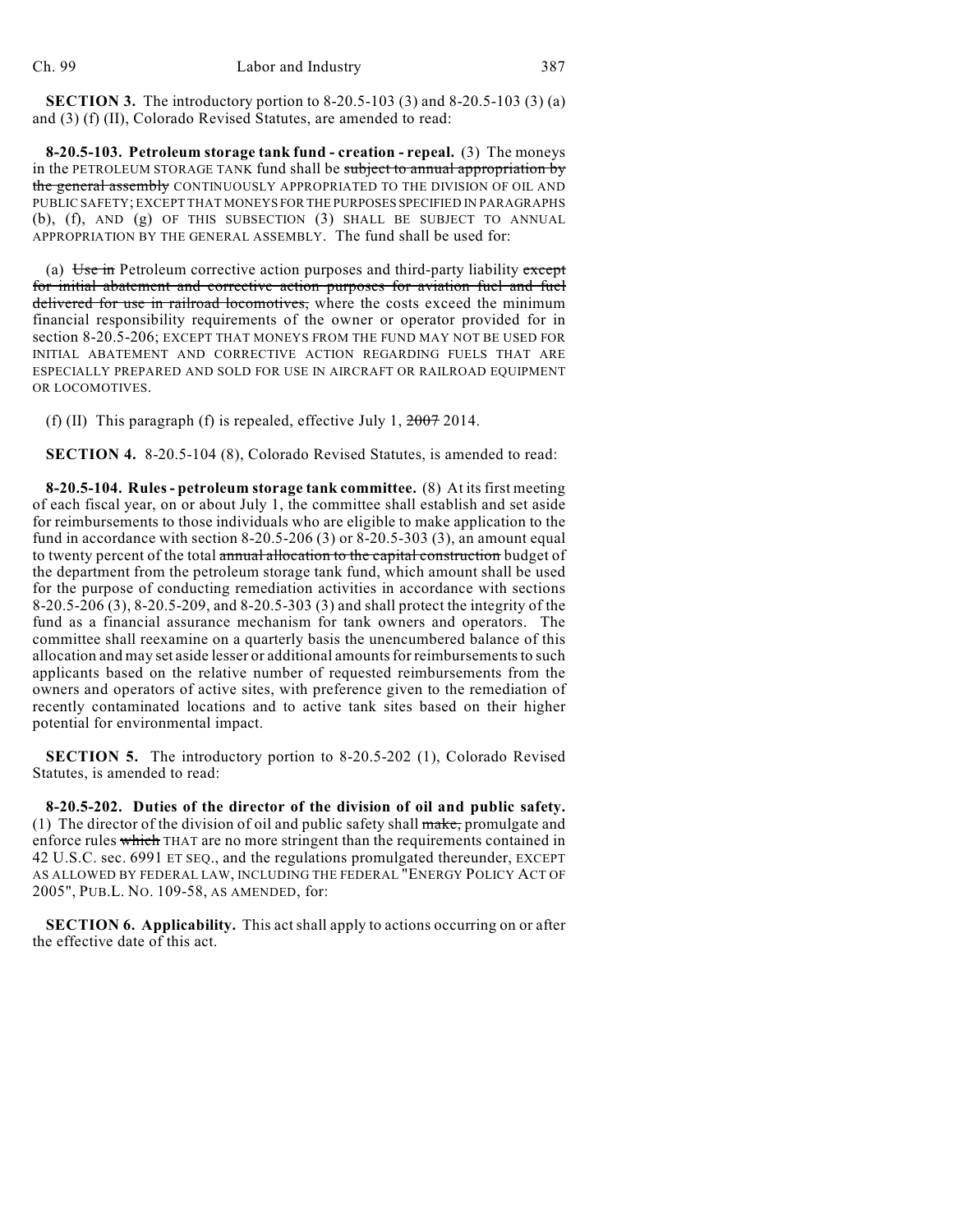**SECTION 3.** The introductory portion to 8-20.5-103 (3) and 8-20.5-103 (3) (a) and (3) (f) (II), Colorado Revised Statutes, are amended to read:

**8-20.5-103. Petroleum storage tank fund - creation - repeal.** (3) The moneys in the PETROLEUM STORAGE TANK fund shall be ~~subject to annual appropriation by the general assembly~~ CONTINUOUSLY APPROPRIATED TO THE DIVISION OF OIL AND PUBLIC SAFETY; EXCEPT THAT MONEYS FOR THE PURPOSES SPECIFIED IN PARAGRAPHS (b), (f), AND (g) OF THIS SUBSECTION (3) SHALL BE SUBJECT TO ANNUAL APPROPRIATION BY THE GENERAL ASSEMBLY. The fund shall be used for:

(a) ~~Use in~~ Petroleum corrective action purposes and third-party liability ~~except for initial abatement and corrective action purposes for aviation fuel and fuel delivered for use in railroad locomotives,~~ where the costs exceed the minimum financial responsibility requirements of the owner or operator provided for in section 8-20.5-206; EXCEPT THAT MONEYS FROM THE FUND MAY NOT BE USED FOR INITIAL ABATEMENT AND CORRECTIVE ACTION REGARDING FUELS THAT ARE ESPECIALLY PREPARED AND SOLD FOR USE IN AIRCRAFT OR RAILROAD EQUIPMENT OR LOCOMOTIVES.

(f) (II) This paragraph (f) is repealed, effective July 1, ~~2007~~ 2014.

**SECTION 4.** 8-20.5-104 (8), Colorado Revised Statutes, is amended to read:

**8-20.5-104. Rules - petroleum storage tank committee.** (8) At its first meeting of each fiscal year, on or about July 1, the committee shall establish and set aside for reimbursements to those individuals who are eligible to make application to the fund in accordance with section 8-20.5-206 (3) or 8-20.5-303 (3), an amount equal to twenty percent of the total ~~annual allocation to the capital construction~~ budget of the department from the petroleum storage tank fund, which amount shall be used for the purpose of conducting remediation activities in accordance with sections 8-20.5-206 (3), 8-20.5-209, and 8-20.5-303 (3) and shall protect the integrity of the fund as a financial assurance mechanism for tank owners and operators. The committee shall reexamine on a quarterly basis the unencumbered balance of this allocation and may set aside lesser or additional amounts for reimbursements to such applicants based on the relative number of requested reimbursements from the owners and operators of active sites, with preference given to the remediation of recently contaminated locations and to active tank sites based on their higher potential for environmental impact.

**SECTION 5.** The introductory portion to 8-20.5-202 (1), Colorado Revised Statutes, is amended to read:

**8-20.5-202. Duties of the director of the division of oil and public safety.** (1) The director of the division of oil and public safety shall ~~make,~~ promulgate and enforce rules ~~which~~ THAT are no more stringent than the requirements contained in 42 U.S.C. sec. 6991 ET SEQ., and the regulations promulgated thereunder, EXCEPT AS ALLOWED BY FEDERAL LAW, INCLUDING THE FEDERAL "ENERGY POLICY ACT OF 2005", PUB.L. NO. 109-58, AS AMENDED, for:

**SECTION 6. Applicability.** This act shall apply to actions occurring on or after the effective date of this act.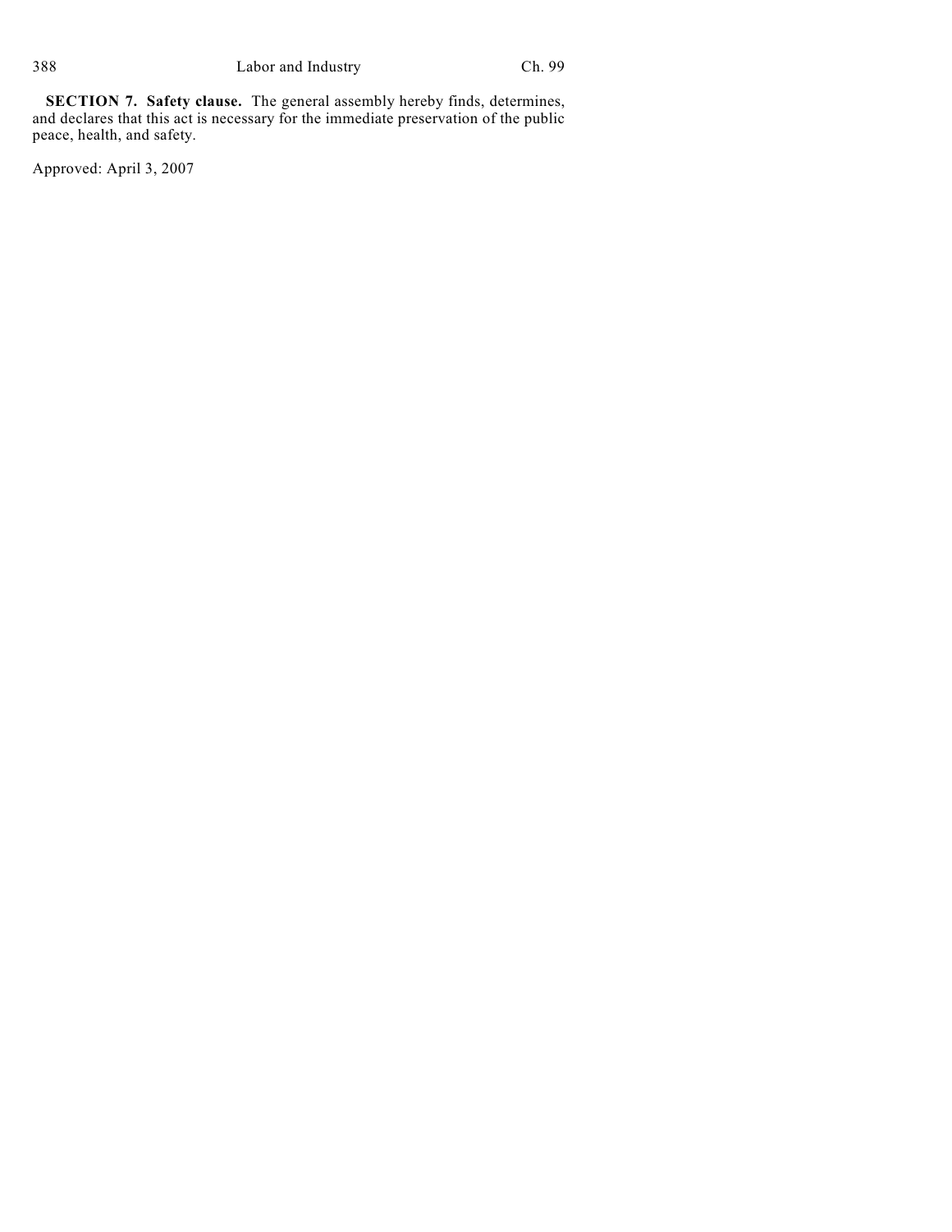**SECTION 7. Safety clause.** The general assembly hereby finds, determines, and declares that this act is necessary for the immediate preservation of the public peace, health, and safety.

Approved: April 3, 2007